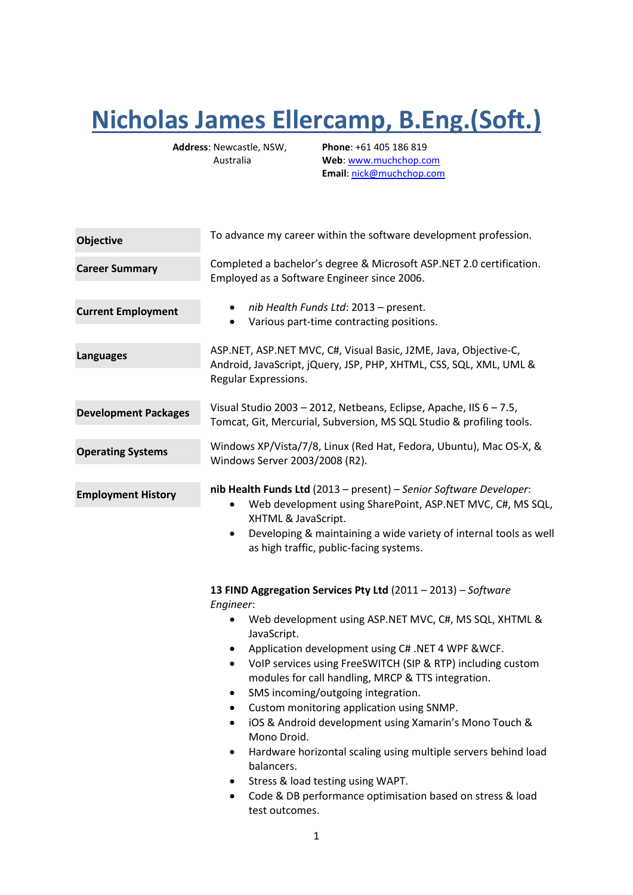# Nicholas James Ellercamp, B.Eng.(Soft.)

**Address**: Newcastle, NSW, Australia

**Phone**: +61 405 186 819
**Web**: www.muchchop.com
**Email**: nick@muchchop.com

**Objective**

To advance my career within the software development profession.

**Career Summary**

Completed a bachelor's degree & Microsoft ASP.NET 2.0 certification. Employed as a Software Engineer since 2006.

**Current Employment**

- *nib Health Funds Ltd*: 2013 – present.
- Various part-time contracting positions.

**Languages**

ASP.NET, ASP.NET MVC, C#, Visual Basic, J2ME, Java, Objective-C, Android, JavaScript, jQuery, JSP, PHP, XHTML, CSS, SQL, XML, UML & Regular Expressions.

**Development Packages**

Visual Studio 2003 – 2012, Netbeans, Eclipse, Apache, IIS 6 – 7.5, Tomcat, Git, Mercurial, Subversion, MS SQL Studio & profiling tools.

**Operating Systems**

Windows XP/Vista/7/8, Linux (Red Hat, Fedora, Ubuntu), Mac OS-X, & Windows Server 2003/2008 (R2).

**Employment History**

**nib Health Funds Ltd** (2013 – present) – *Senior Software Developer*:

- Web development using SharePoint, ASP.NET MVC, C#, MS SQL, XHTML & JavaScript.
- Developing & maintaining a wide variety of internal tools as well as high traffic, public-facing systems.

**13 FIND Aggregation Services Pty Ltd** (2011 – 2013) – *Software Engineer*:

- Web development using ASP.NET MVC, C#, MS SQL, XHTML & JavaScript.
- Application development using C# .NET 4 WPF &WCF.
- VoIP services using FreeSWITCH (SIP & RTP) including custom modules for call handling, MRCP & TTS integration.
- SMS incoming/outgoing integration.
- Custom monitoring application using SNMP.
- iOS & Android development using Xamarin's Mono Touch & Mono Droid.
- Hardware horizontal scaling using multiple servers behind load balancers.
- Stress & load testing using WAPT.
- Code & DB performance optimisation based on stress & load test outcomes.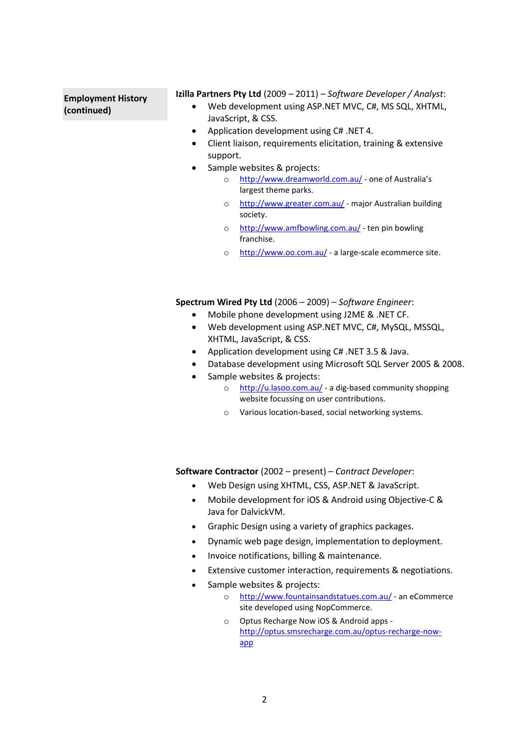## Employment History (continued)

**Izilla Partners Pty Ltd** (2009 – 2011) – *Software Developer / Analyst*:

- Web development using ASP.NET MVC, C#, MS SQL, XHTML, JavaScript, & CSS.
- Application development using C# .NET 4.
- Client liaison, requirements elicitation, training & extensive support.
- Sample websites & projects:
  - http://www.dreamworld.com.au/ - one of Australia's largest theme parks.
  - http://www.greater.com.au/ - major Australian building society.
  - http://www.amfbowling.com.au/ - ten pin bowling franchise.
  - http://www.oo.com.au/ - a large-scale ecommerce site.

**Spectrum Wired Pty Ltd** (2006 – 2009) – *Software Engineer*:

- Mobile phone development using J2ME & .NET CF.
- Web development using ASP.NET MVC, C#, MySQL, MSSQL, XHTML, JavaScript, & CSS.
- Application development using C# .NET 3.5 & Java.
- Database development using Microsoft SQL Server 2005 & 2008.
- Sample websites & projects:
  - http://u.lasoo.com.au/ - a dig-based community shopping website focussing on user contributions.
  - Various location-based, social networking systems.

**Software Contractor** (2002 – present) – *Contract Developer*:

- Web Design using XHTML, CSS, ASP.NET & JavaScript.
- Mobile development for iOS & Android using Objective-C & Java for DalvickVM.
- Graphic Design using a variety of graphics packages.
- Dynamic web page design, implementation to deployment.
- Invoice notifications, billing & maintenance.
- Extensive customer interaction, requirements & negotiations.
- Sample websites & projects:
  - http://www.fountainsandstatues.com.au/ - an eCommerce site developed using NopCommerce.
  - Optus Recharge Now iOS & Android apps - http://optus.smsrecharge.com.au/optus-recharge-now-app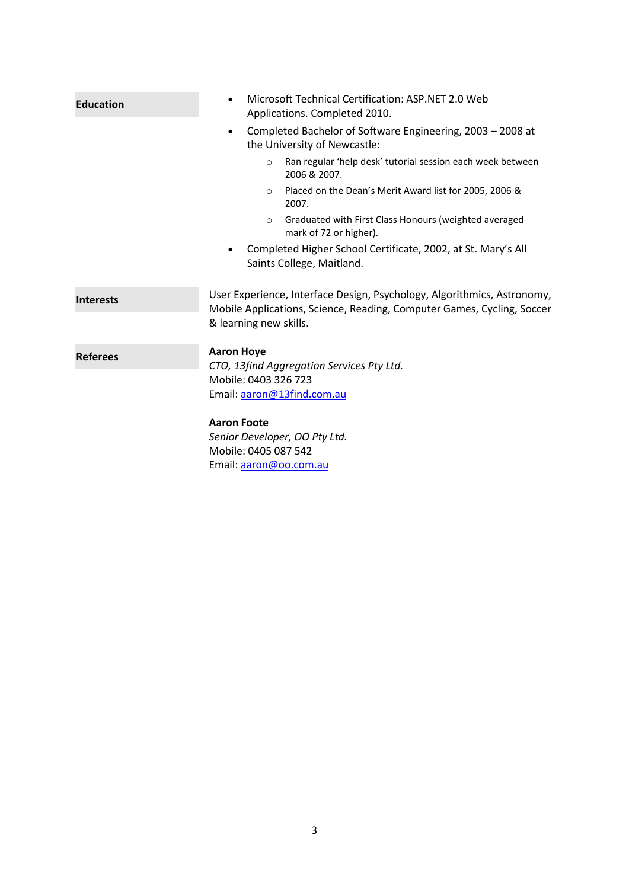## Education

- Microsoft Technical Certification: ASP.NET 2.0 Web Applications. Completed 2010.
- Completed Bachelor of Software Engineering, 2003 – 2008 at the University of Newcastle:
    - Ran regular 'help desk' tutorial session each week between 2006 & 2007.
    - Placed on the Dean's Merit Award list for 2005, 2006 & 2007.
    - Graduated with First Class Honours (weighted averaged mark of 72 or higher).
- Completed Higher School Certificate, 2002, at St. Mary's All Saints College, Maitland.

## Interests

User Experience, Interface Design, Psychology, Algorithmics, Astronomy, Mobile Applications, Science, Reading, Computer Games, Cycling, Soccer & learning new skills.

## Referees

**Aaron Hoye**
*CTO, 13find Aggregation Services Pty Ltd.*
Mobile: 0403 326 723
Email: aaron@13find.com.au

**Aaron Foote**
*Senior Developer, OO Pty Ltd.*
Mobile: 0405 087 542
Email: aaron@oo.com.au